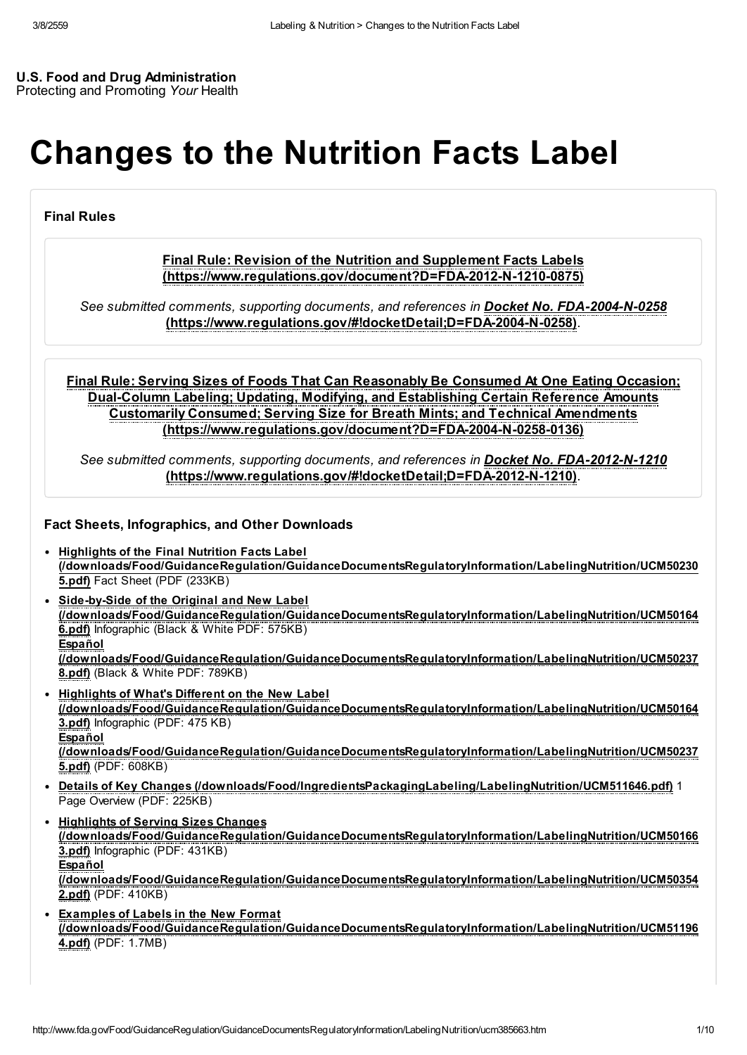**U.S. Food and Drug Administration**
Protecting and Promoting *Your* Health

# Changes to the Nutrition Facts Label

### Final Rules

**Final Rule: Revision of the Nutrition and Supplement Facts Labels (https://www.regulations.gov/document?D=FDA-2012-N-1210-0875)**

*See submitted comments, supporting documents, and references in* ***Docket No. FDA-2004-N-0258*** **(https://www.regulations.gov/#!docketDetail;D=FDA-2004-N-0258)**.

**Final Rule: Serving Sizes of Foods That Can Reasonably Be Consumed At One Eating Occasion; Dual-Column Labeling; Updating, Modifying, and Establishing Certain Reference Amounts Customarily Consumed; Serving Size for Breath Mints; and Technical Amendments (https://www.regulations.gov/document?D=FDA-2004-N-0258-0136)**

*See submitted comments, supporting documents, and references in* ***Docket No. FDA-2012-N-1210*** **(https://www.regulations.gov/#!docketDetail;D=FDA-2012-N-1210)**.

### Fact Sheets, Infographics, and Other Downloads

- **Highlights of the Final Nutrition Facts Label (/downloads/Food/GuidanceRegulation/GuidanceDocumentsRegulatoryInformation/LabelingNutrition/UCM502305.pdf)** Fact Sheet (PDF (233KB)
- **Side-by-Side of the Original and New Label (/downloads/Food/GuidanceRegulation/GuidanceDocumentsRegulatoryInformation/LabelingNutrition/UCM501646.pdf)** Infographic (Black & White PDF: 575KB)
  **Español (/downloads/Food/GuidanceRegulation/GuidanceDocumentsRegulatoryInformation/LabelingNutrition/UCM502378.pdf)** (Black & White PDF: 789KB)
- **Highlights of What's Different on the New Label (/downloads/Food/GuidanceRegulation/GuidanceDocumentsRegulatoryInformation/LabelingNutrition/UCM501643.pdf)** Infographic (PDF: 475 KB)
  **Español (/downloads/Food/GuidanceRegulation/GuidanceDocumentsRegulatoryInformation/LabelingNutrition/UCM502375.pdf)** (PDF: 608KB)
- **Details of Key Changes (/downloads/Food/IngredientsPackagingLabeling/LabelingNutrition/UCM511646.pdf)** 1 Page Overview (PDF: 225KB)
- **Highlights of Serving Sizes Changes (/downloads/Food/GuidanceRegulation/GuidanceDocumentsRegulatoryInformation/LabelingNutrition/UCM501663.pdf)** Infographic (PDF: 431KB)
  **Español (/downloads/Food/GuidanceRegulation/GuidanceDocumentsRegulatoryInformation/LabelingNutrition/UCM503542.pdf)** (PDF: 410KB)
- **Examples of Labels in the New Format (/downloads/Food/GuidanceRegulation/GuidanceDocumentsRegulatoryInformation/LabelingNutrition/UCM511964.pdf)** (PDF: 1.7MB)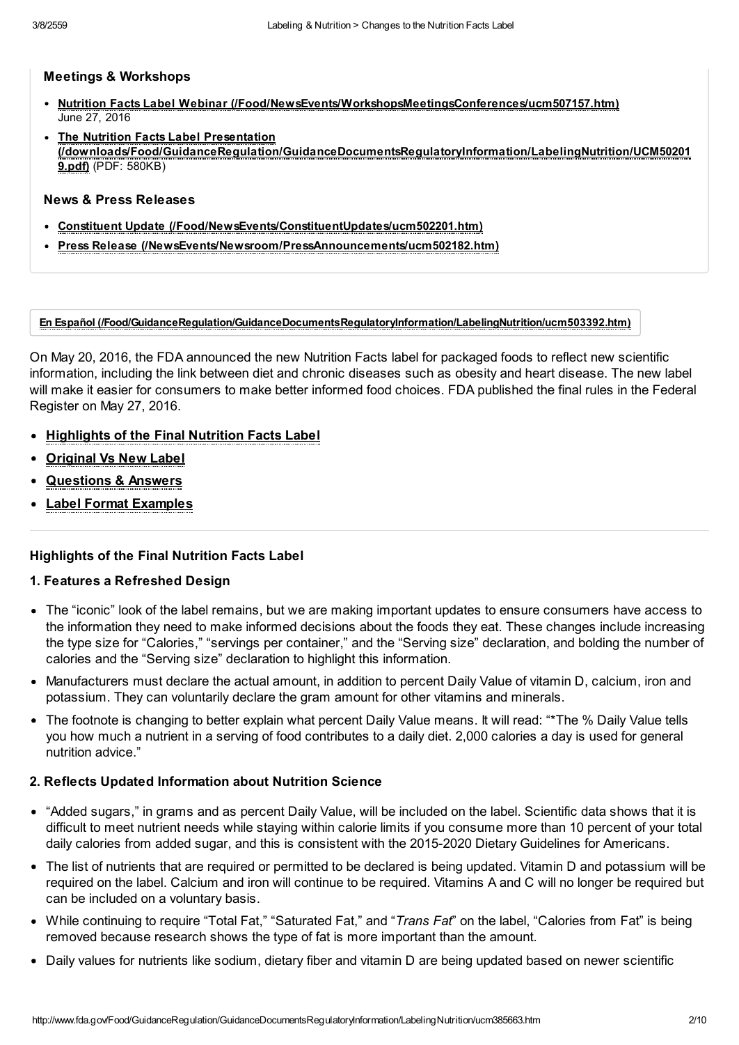### Meetings & Workshops

- **Nutrition Facts Label Webinar (/Food/NewsEvents/WorkshopsMeetingsConferences/ucm507157.htm)**
  June 27, 2016
- **The Nutrition Facts Label Presentation (/downloads/Food/GuidanceRegulation/GuidanceDocumentsRegulatoryInformation/LabelingNutrition/UCM502019.pdf)** (PDF: 580KB)

### News & Press Releases

- **Constituent Update (/Food/NewsEvents/ConstituentUpdates/ucm502201.htm)**
- **Press Release (/NewsEvents/Newsroom/PressAnnouncements/ucm502182.htm)**

**En Español (/Food/GuidanceRegulation/GuidanceDocumentsRegulatoryInformation/LabelingNutrition/ucm503392.htm)**

On May 20, 2016, the FDA announced the new Nutrition Facts label for packaged foods to reflect new scientific information, including the link between diet and chronic diseases such as obesity and heart disease. The new label will make it easier for consumers to make better informed food choices. FDA published the final rules in the Federal Register on May 27, 2016.

- **Highlights of the Final Nutrition Facts Label**
- **Original Vs New Label**
- **Questions & Answers**
- **Label Format Examples**

---

### Highlights of the Final Nutrition Facts Label

#### 1. Features a Refreshed Design

- The "iconic" look of the label remains, but we are making important updates to ensure consumers have access to the information they need to make informed decisions about the foods they eat. These changes include increasing the type size for "Calories," "servings per container," and the "Serving size" declaration, and bolding the number of calories and the "Serving size" declaration to highlight this information.
- Manufacturers must declare the actual amount, in addition to percent Daily Value of vitamin D, calcium, iron and potassium. They can voluntarily declare the gram amount for other vitamins and minerals.
- The footnote is changing to better explain what percent Daily Value means. It will read: "*The % Daily Value tells you how much a nutrient in a serving of food contributes to a daily diet. 2,000 calories a day is used for general nutrition advice."

#### 2. Reflects Updated Information about Nutrition Science

- "Added sugars," in grams and as percent Daily Value, will be included on the label. Scientific data shows that it is difficult to meet nutrient needs while staying within calorie limits if you consume more than 10 percent of your total daily calories from added sugar, and this is consistent with the 2015-2020 Dietary Guidelines for Americans.
- The list of nutrients that are required or permitted to be declared is being updated. Vitamin D and potassium will be required on the label. Calcium and iron will continue to be required. Vitamins A and C will no longer be required but can be included on a voluntary basis.
- While continuing to require "Total Fat," "Saturated Fat," and "*Trans Fat*" on the label, "Calories from Fat" is being removed because research shows the type of fat is more important than the amount.
- Daily values for nutrients like sodium, dietary fiber and vitamin D are being updated based on newer scientific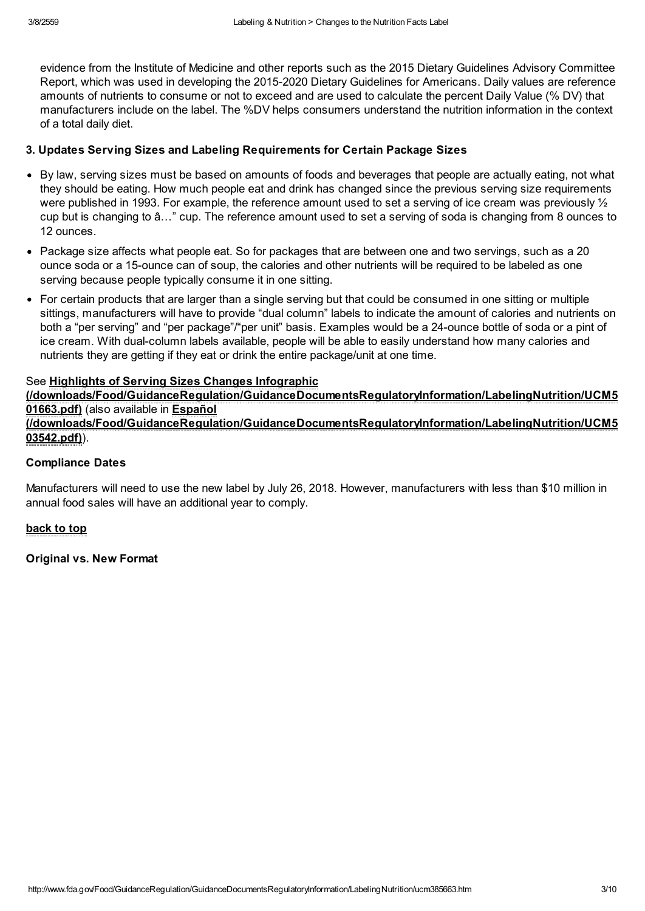evidence from the Institute of Medicine and other reports such as the 2015 Dietary Guidelines Advisory Committee Report, which was used in developing the 2015-2020 Dietary Guidelines for Americans. Daily values are reference amounts of nutrients to consume or not to exceed and are used to calculate the percent Daily Value (% DV) that manufacturers include on the label. The %DV helps consumers understand the nutrition information in the context of a total daily diet.

**3. Updates Serving Sizes and Labeling Requirements for Certain Package Sizes**

- By law, serving sizes must be based on amounts of foods and beverages that people are actually eating, not what they should be eating. How much people eat and drink has changed since the previous serving size requirements were published in 1993. For example, the reference amount used to set a serving of ice cream was previously ½ cup but is changing to â…" cup. The reference amount used to set a serving of soda is changing from 8 ounces to 12 ounces.
- Package size affects what people eat. So for packages that are between one and two servings, such as a 20 ounce soda or a 15-ounce can of soup, the calories and other nutrients will be required to be labeled as one serving because people typically consume it in one sitting.
- For certain products that are larger than a single serving but that could be consumed in one sitting or multiple sittings, manufacturers will have to provide "dual column" labels to indicate the amount of calories and nutrients on both a "per serving" and "per package"/"per unit" basis. Examples would be a 24-ounce bottle of soda or a pint of ice cream. With dual-column labels available, people will be able to easily understand how many calories and nutrients they are getting if they eat or drink the entire package/unit at one time.

See **Highlights of Serving Sizes Changes Infographic (/downloads/Food/GuidanceRegulation/GuidanceDocumentsRegulatoryInformation/LabelingNutrition/UCM501663.pdf)** (also available in **Español (/downloads/Food/GuidanceRegulation/GuidanceDocumentsRegulatoryInformation/LabelingNutrition/UCM503542.pdf)**).

**Compliance Dates**

Manufacturers will need to use the new label by July 26, 2018. However, manufacturers with less than $10 million in annual food sales will have an additional year to comply.

**back to top**

**Original vs. New Format**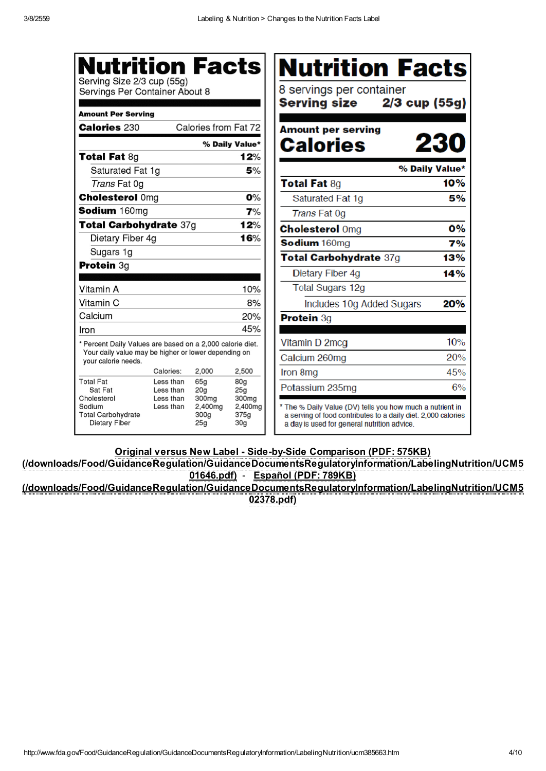**Nutrition Facts** (Original Label)

Serving Size 2/3 cup (55g)
Servings Per Container About 8

| Amount Per Serving | |
|---|---|
| **Calories** 230 | Calories from Fat 72 |
| | **% Daily Value*** |
| **Total Fat** 8g | **12%** |
| Saturated Fat 1g | **5%** |
| *Trans* Fat 0g | |
| **Cholesterol** 0mg | **0%** |
| **Sodium** 160mg | **7%** |
| **Total Carbohydrate** 37g | **12%** |
| Dietary Fiber 4g | **16%** |
| Sugars 1g | |
| **Protein** 3g | |
| Vitamin A | 10% |
| Vitamin C | 8% |
| Calcium | 20% |
| Iron | 45% |

* Percent Daily Values are based on a 2,000 calorie diet. Your daily value may be higher or lower depending on your calorie needs.

| | Calories: | 2,000 | 2,500 |
|---|---|---|---|
| Total Fat | Less than | 65g | 80g |
| Sat Fat | Less than | 20g | 25g |
| Cholesterol | Less than | 300mg | 300mg |
| Sodium | Less than | 2,400mg | 2,400mg |
| Total Carbohydrate | | 300g | 375g |
| Dietary Fiber | | 25g | 30g |

**Nutrition Facts** (New Label)

8 servings per container
**Serving size 2/3 cup (55g)**

| **Amount per serving** | |
|---|---|
| **Calories** | **230** |
| | **% Daily Value*** |
| **Total Fat** 8g | **10%** |
| Saturated Fat 1g | **5%** |
| *Trans* Fat 0g | |
| **Cholesterol** 0mg | **0%** |
| **Sodium** 160mg | **7%** |
| **Total Carbohydrate** 37g | **13%** |
| Dietary Fiber 4g | **14%** |
| Total Sugars 12g | |
| Includes 10g Added Sugars | **20%** |
| **Protein** 3g | |
| Vitamin D 2mcg | 10% |
| Calcium 260mg | 20% |
| Iron 8mg | 45% |
| Potassium 235mg | 6% |

* The % Daily Value (DV) tells you how much a nutrient in a serving of food contributes to a daily diet. 2,000 calories a day is used for general nutrition advice.

**Original versus New Label - Side-by-Side Comparison (PDF: 575KB) (/downloads/Food/GuidanceRegulation/GuidanceDocumentsRegulatoryInformation/LabelingNutrition/UCM501646.pdf)** - **Español (PDF: 789KB) (/downloads/Food/GuidanceRegulation/GuidanceDocumentsRegulatoryInformation/LabelingNutrition/UCM502378.pdf)**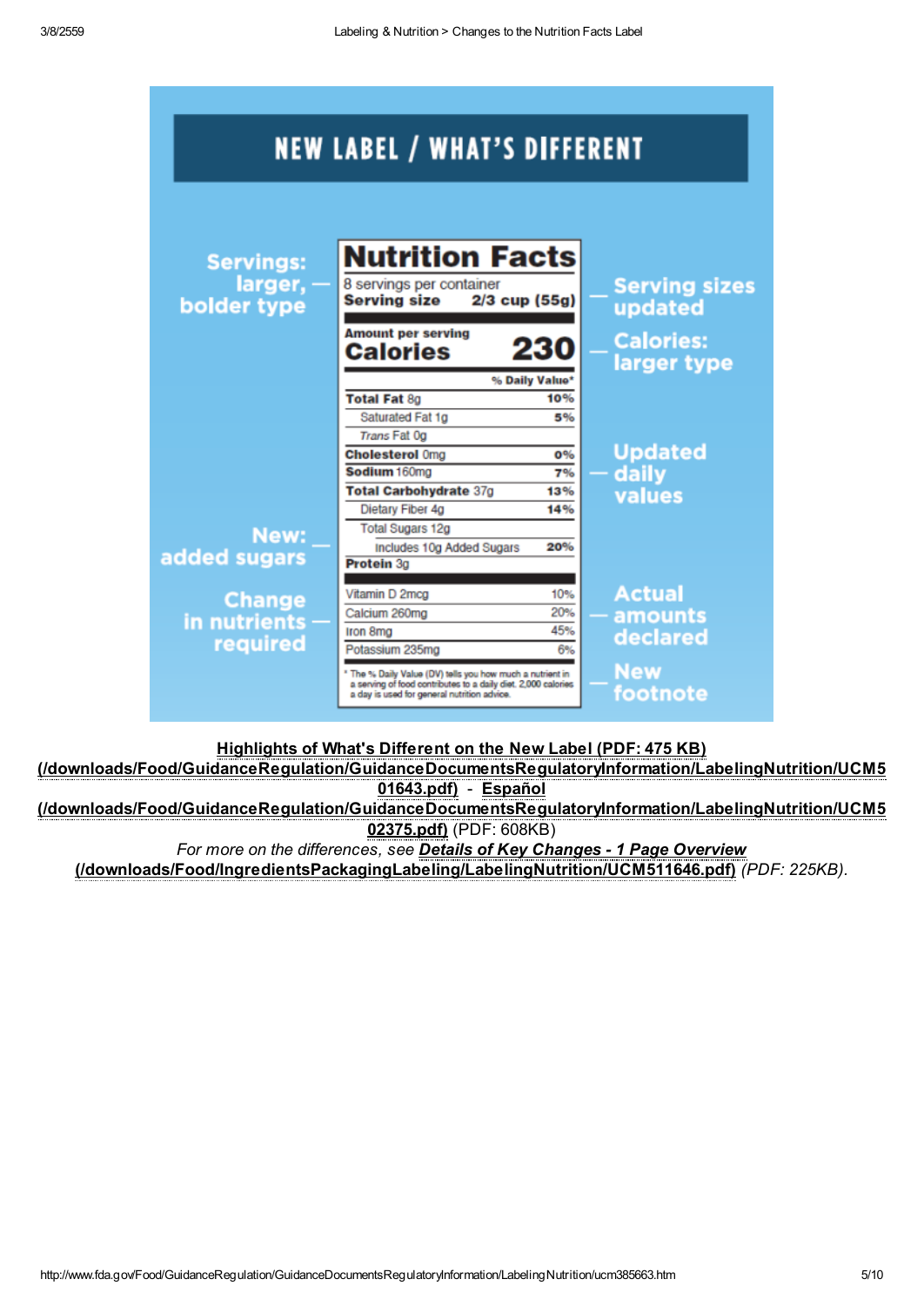## NEW LABEL / WHAT'S DIFFERENT

**Servings: larger, bolder type**

**Serving sizes updated**

**Calories: larger type**

**Updated daily values**

**New: added sugars**

**Change in nutrients required**

**Actual amounts declared**

**New footnote**

| **Nutrition Facts** | |
|---|---|
| 8 servings per container | |
| **Serving size** | **2/3 cup (55g)** |
| **Amount per serving** | |
| **Calories** | **230** |
| | **% Daily Value*** |
| **Total Fat** 8g | **10%** |
| Saturated Fat 1g | **5%** |
| *Trans* Fat 0g | |
| **Cholesterol** 0mg | **0%** |
| **Sodium** 160mg | **7%** |
| **Total Carbohydrate** 37g | **13%** |
| Dietary Fiber 4g | **14%** |
| Total Sugars 12g | |
| Includes 10g Added Sugars | **20%** |
| **Protein** 3g | |
| Vitamin D 2mcg | 10% |
| Calcium 260mg | 20% |
| Iron 8mg | 45% |
| Potassium 235mg | 6% |

* The % Daily Value (DV) tells you how much a nutrient in a serving of food contributes to a daily diet. 2,000 calories a day is used for general nutrition advice.

**Highlights of What's Different on the New Label (PDF: 475 KB) (/downloads/Food/GuidanceRegulation/GuidanceDocumentsRegulatoryInformation/LabelingNutrition/UCM501643.pdf)** - **Español (/downloads/Food/GuidanceRegulation/GuidanceDocumentsRegulatoryInformation/LabelingNutrition/UCM502375.pdf)** (PDF: 608KB)

*For more on the differences, see* ***Details of Key Changes - 1 Page Overview (/downloads/Food/IngredientsPackagingLabeling/LabelingNutrition/UCM511646.pdf)*** *(PDF: 225KB).*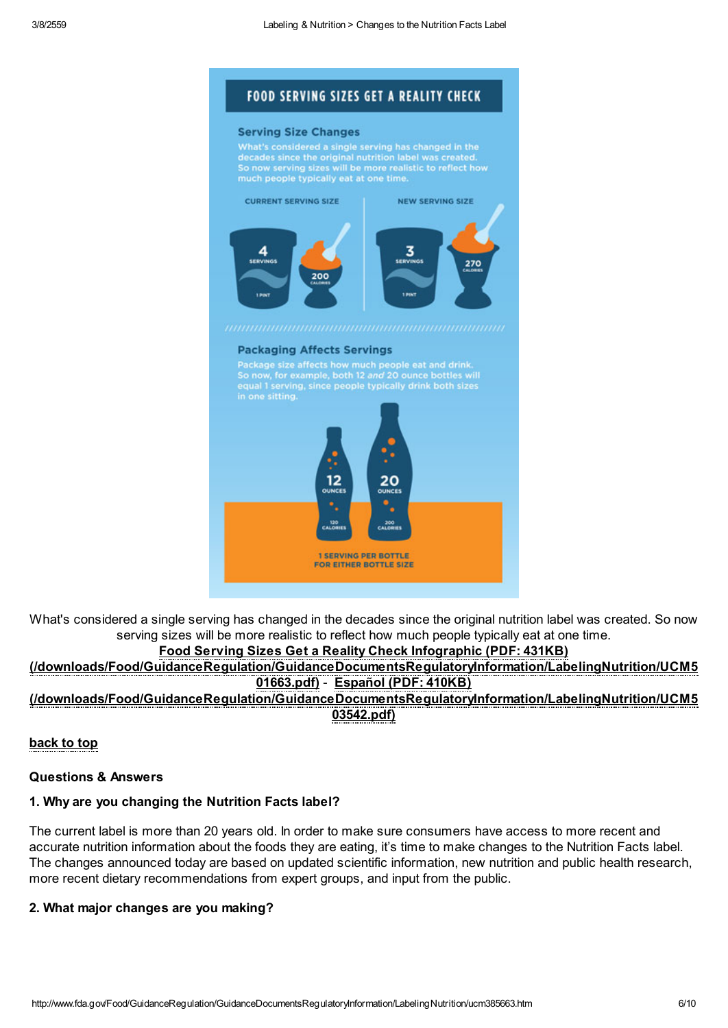# FOOD SERVING SIZES GET A REALITY CHECK

## Serving Size Changes

What's considered a single serving has changed in the decades since the original nutrition label was created. So now serving sizes will be more realistic to reflect how much people typically eat at one time.

CURRENT SERVING SIZE

4 SERVINGS
1 PINT
200 CALORIES

NEW SERVING SIZE

3 SERVINGS
1 PINT
270 CALORIES

## Packaging Affects Servings

Package size affects how much people eat and drink. So now, for example, both 12 *and* 20 ounce bottles will equal 1 serving, since people typically drink both sizes in one sitting.

12 OUNCES
120 CALORIES

20 OUNCES
200 CALORIES

1 SERVING PER BOTTLE
FOR EITHER BOTTLE SIZE

What's considered a single serving has changed in the decades since the original nutrition label was created. So now serving sizes will be more realistic to reflect how much people typically eat at one time.

**Food Serving Sizes Get a Reality Check Infographic (PDF: 431KB) (/downloads/Food/GuidanceRegulation/GuidanceDocumentsRegulatoryInformation/LabelingNutrition/UCM501663.pdf)** - **Español (PDF: 410KB) (/downloads/Food/GuidanceRegulation/GuidanceDocumentsRegulatoryInformation/LabelingNutrition/UCM503542.pdf)**

back to top

**Questions & Answers**

**1. Why are you changing the Nutrition Facts label?**

The current label is more than 20 years old. In order to make sure consumers have access to more recent and accurate nutrition information about the foods they are eating, it's time to make changes to the Nutrition Facts label. The changes announced today are based on updated scientific information, new nutrition and public health research, more recent dietary recommendations from expert groups, and input from the public.

**2. What major changes are you making?**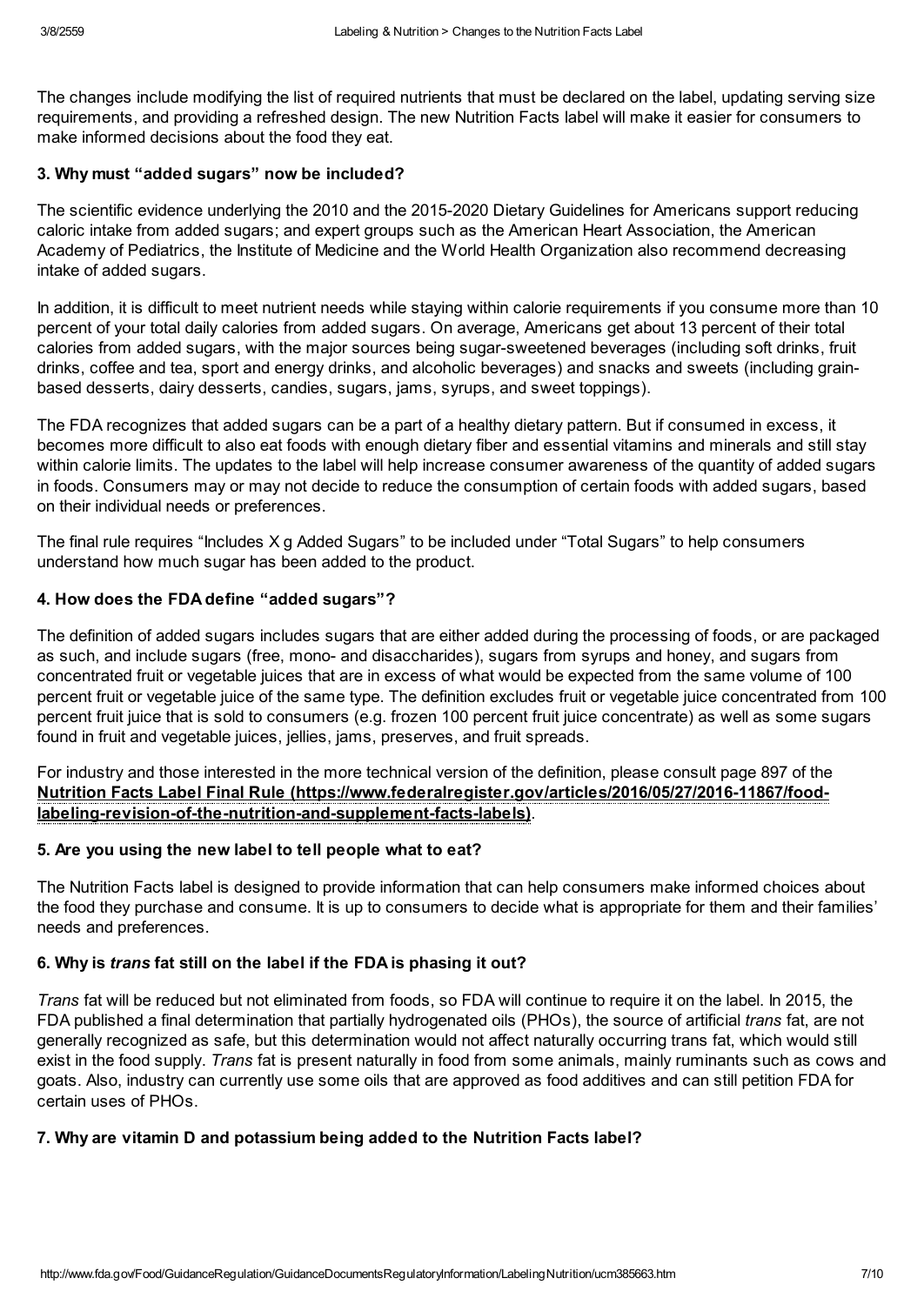The changes include modifying the list of required nutrients that must be declared on the label, updating serving size requirements, and providing a refreshed design. The new Nutrition Facts label will make it easier for consumers to make informed decisions about the food they eat.

### 3. Why must "added sugars" now be included?

The scientific evidence underlying the 2010 and the 2015-2020 Dietary Guidelines for Americans support reducing caloric intake from added sugars; and expert groups such as the American Heart Association, the American Academy of Pediatrics, the Institute of Medicine and the World Health Organization also recommend decreasing intake of added sugars.

In addition, it is difficult to meet nutrient needs while staying within calorie requirements if you consume more than 10 percent of your total daily calories from added sugars. On average, Americans get about 13 percent of their total calories from added sugars, with the major sources being sugar-sweetened beverages (including soft drinks, fruit drinks, coffee and tea, sport and energy drinks, and alcoholic beverages) and snacks and sweets (including grain-based desserts, dairy desserts, candies, sugars, jams, syrups, and sweet toppings).

The FDA recognizes that added sugars can be a part of a healthy dietary pattern. But if consumed in excess, it becomes more difficult to also eat foods with enough dietary fiber and essential vitamins and minerals and still stay within calorie limits. The updates to the label will help increase consumer awareness of the quantity of added sugars in foods. Consumers may or may not decide to reduce the consumption of certain foods with added sugars, based on their individual needs or preferences.

The final rule requires "Includes X g Added Sugars" to be included under "Total Sugars" to help consumers understand how much sugar has been added to the product.

### 4. How does the FDA define "added sugars"?

The definition of added sugars includes sugars that are either added during the processing of foods, or are packaged as such, and include sugars (free, mono- and disaccharides), sugars from syrups and honey, and sugars from concentrated fruit or vegetable juices that are in excess of what would be expected from the same volume of 100 percent fruit or vegetable juice of the same type. The definition excludes fruit or vegetable juice concentrated from 100 percent fruit juice that is sold to consumers (e.g. frozen 100 percent fruit juice concentrate) as well as some sugars found in fruit and vegetable juices, jellies, jams, preserves, and fruit spreads.

For industry and those interested in the more technical version of the definition, please consult page 897 of the **Nutrition Facts Label Final Rule (https://www.federalregister.gov/articles/2016/05/27/2016-11867/food-labeling-revision-of-the-nutrition-and-supplement-facts-labels)**.

### 5. Are you using the new label to tell people what to eat?

The Nutrition Facts label is designed to provide information that can help consumers make informed choices about the food they purchase and consume. It is up to consumers to decide what is appropriate for them and their families' needs and preferences.

### 6. Why is *trans* fat still on the label if the FDA is phasing it out?

*Trans* fat will be reduced but not eliminated from foods, so FDA will continue to require it on the label. In 2015, the FDA published a final determination that partially hydrogenated oils (PHOs), the source of artificial *trans* fat, are not generally recognized as safe, but this determination would not affect naturally occurring trans fat, which would still exist in the food supply. *Trans* fat is present naturally in food from some animals, mainly ruminants such as cows and goats. Also, industry can currently use some oils that are approved as food additives and can still petition FDA for certain uses of PHOs.

### 7. Why are vitamin D and potassium being added to the Nutrition Facts label?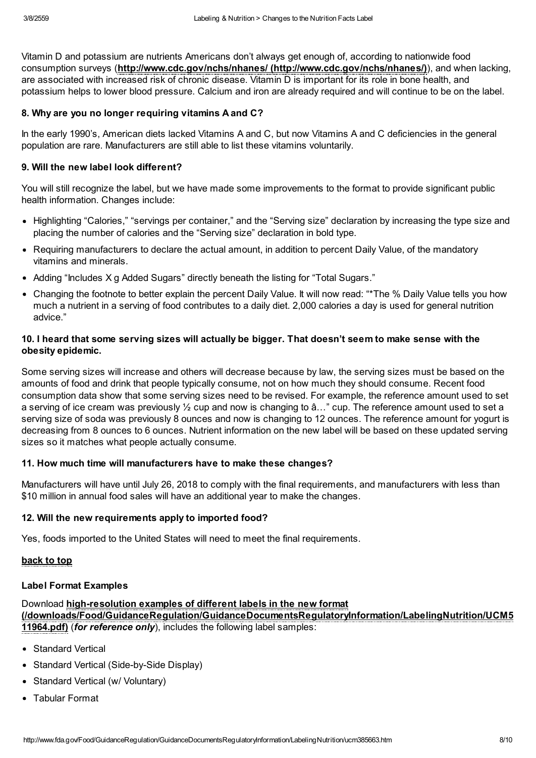Vitamin D and potassium are nutrients Americans don't always get enough of, according to nationwide food consumption surveys (**http://www.cdc.gov/nchs/nhanes/ (http://www.cdc.gov/nchs/nhanes/)**), and when lacking, are associated with increased risk of chronic disease. Vitamin D is important for its role in bone health, and potassium helps to lower blood pressure. Calcium and iron are already required and will continue to be on the label.

**8. Why are you no longer requiring vitamins A and C?**

In the early 1990's, American diets lacked Vitamins A and C, but now Vitamins A and C deficiencies in the general population are rare. Manufacturers are still able to list these vitamins voluntarily.

**9. Will the new label look different?**

You will still recognize the label, but we have made some improvements to the format to provide significant public health information. Changes include:

- Highlighting "Calories," "servings per container," and the "Serving size" declaration by increasing the type size and placing the number of calories and the "Serving size" declaration in bold type.
- Requiring manufacturers to declare the actual amount, in addition to percent Daily Value, of the mandatory vitamins and minerals.
- Adding "Includes X g Added Sugars" directly beneath the listing for "Total Sugars."
- Changing the footnote to better explain the percent Daily Value. It will now read: "*The % Daily Value tells you how much a nutrient in a serving of food contributes to a daily diet. 2,000 calories a day is used for general nutrition advice."

**10. I heard that some serving sizes will actually be bigger. That doesn't seem to make sense with the obesity epidemic.**

Some serving sizes will increase and others will decrease because by law, the serving sizes must be based on the amounts of food and drink that people typically consume, not on how much they should consume. Recent food consumption data show that some serving sizes need to be revised. For example, the reference amount used to set a serving of ice cream was previously ½ cup and now is changing to â…" cup. The reference amount used to set a serving size of soda was previously 8 ounces and now is changing to 12 ounces. The reference amount for yogurt is decreasing from 8 ounces to 6 ounces. Nutrient information on the new label will be based on these updated serving sizes so it matches what people actually consume.

**11. How much time will manufacturers have to make these changes?**

Manufacturers will have until July 26, 2018 to comply with the final requirements, and manufacturers with less than $10 million in annual food sales will have an additional year to make the changes.

**12. Will the new requirements apply to imported food?**

Yes, foods imported to the United States will need to meet the final requirements.

**back to top**

**Label Format Examples**

Download **high-resolution examples of different labels in the new format (/downloads/Food/GuidanceRegulation/GuidanceDocumentsRegulatoryInformation/LabelingNutrition/UCM511964.pdf)** (***for reference only***), includes the following label samples:

- Standard Vertical
- Standard Vertical (Side-by-Side Display)
- Standard Vertical (w/ Voluntary)
- Tabular Format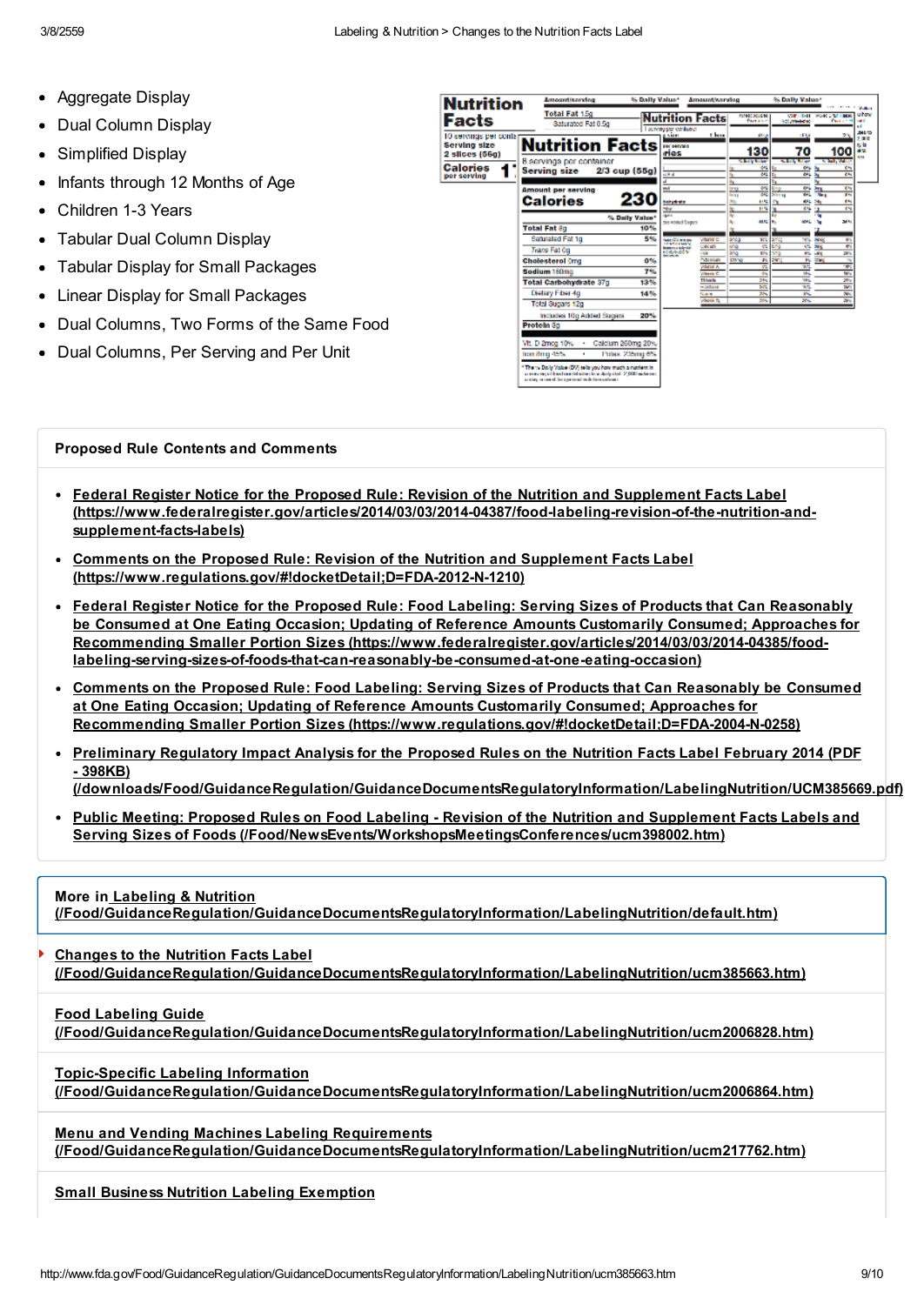- Aggregate Display
- Dual Column Display
- Simplified Display
- Infants through 12 Months of Age
- Children 1-3 Years
- Tabular Dual Column Display
- Tabular Display for Small Packages
- Linear Display for Small Packages
- Dual Columns, Two Forms of the Same Food
- Dual Columns, Per Serving and Per Unit

### Proposed Rule Contents and Comments

- Federal Register Notice for the Proposed Rule: Revision of the Nutrition and Supplement Facts Label (https://www.federalregister.gov/articles/2014/03/03/2014-04387/food-labeling-revision-of-the-nutrition-and-supplement-facts-labels)
- Comments on the Proposed Rule: Revision of the Nutrition and Supplement Facts Label (https://www.regulations.gov/#!docketDetail;D=FDA-2012-N-1210)
- Federal Register Notice for the Proposed Rule: Food Labeling: Serving Sizes of Products that Can Reasonably be Consumed at One Eating Occasion; Updating of Reference Amounts Customarily Consumed; Approaches for Recommending Smaller Portion Sizes (https://www.federalregister.gov/articles/2014/03/03/2014-04385/food-labeling-serving-sizes-of-foods-that-can-reasonably-be-consumed-at-one-eating-occasion)
- Comments on the Proposed Rule: Food Labeling: Serving Sizes of Products that Can Reasonably be Consumed at One Eating Occasion; Updating of Reference Amounts Customarily Consumed; Approaches for Recommending Smaller Portion Sizes (https://www.regulations.gov/#!docketDetail;D=FDA-2004-N-0258)
- Preliminary Regulatory Impact Analysis for the Proposed Rules on the Nutrition Facts Label February 2014 (PDF - 398KB) (/downloads/Food/GuidanceRegulation/GuidanceDocumentsRegulatoryInformation/LabelingNutrition/UCM385669.pdf)
- Public Meeting: Proposed Rules on Food Labeling - Revision of the Nutrition and Supplement Facts Labels and Serving Sizes of Foods (/Food/NewsEvents/WorkshopsMeetingsConferences/ucm398002.htm)

**More in Labeling & Nutrition (/Food/GuidanceRegulation/GuidanceDocumentsRegulatoryInformation/LabelingNutrition/default.htm)**

Changes to the Nutrition Facts Label (/Food/GuidanceRegulation/GuidanceDocumentsRegulatoryInformation/LabelingNutrition/ucm385663.htm)

Food Labeling Guide (/Food/GuidanceRegulation/GuidanceDocumentsRegulatoryInformation/LabelingNutrition/ucm2006828.htm)

Topic-Specific Labeling Information (/Food/GuidanceRegulation/GuidanceDocumentsRegulatoryInformation/LabelingNutrition/ucm2006864.htm)

Menu and Vending Machines Labeling Requirements (/Food/GuidanceRegulation/GuidanceDocumentsRegulatoryInformation/LabelingNutrition/ucm217762.htm)

Small Business Nutrition Labeling Exemption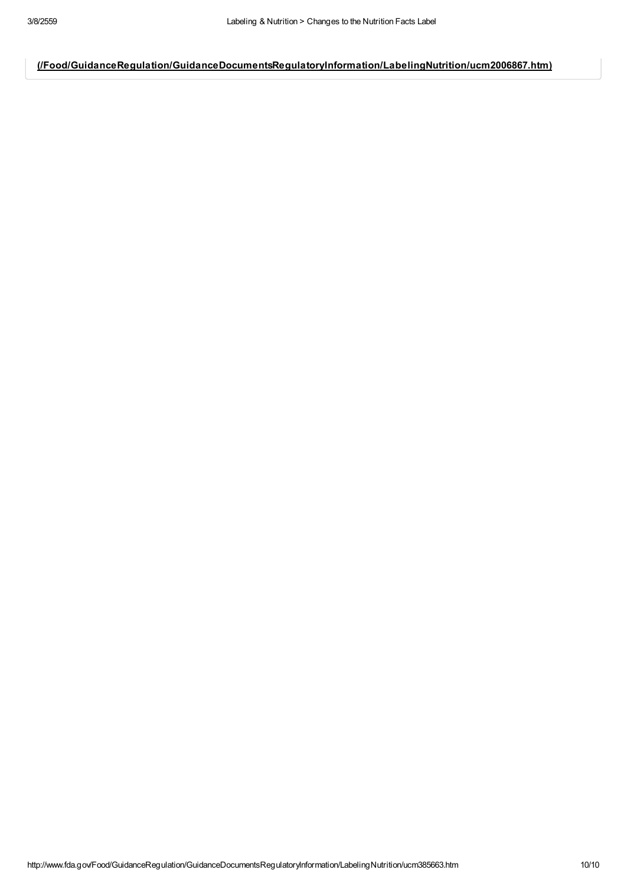**(/Food/GuidanceRegulation/GuidanceDocumentsRegulatoryInformation/LabelingNutrition/ucm2006867.htm)**